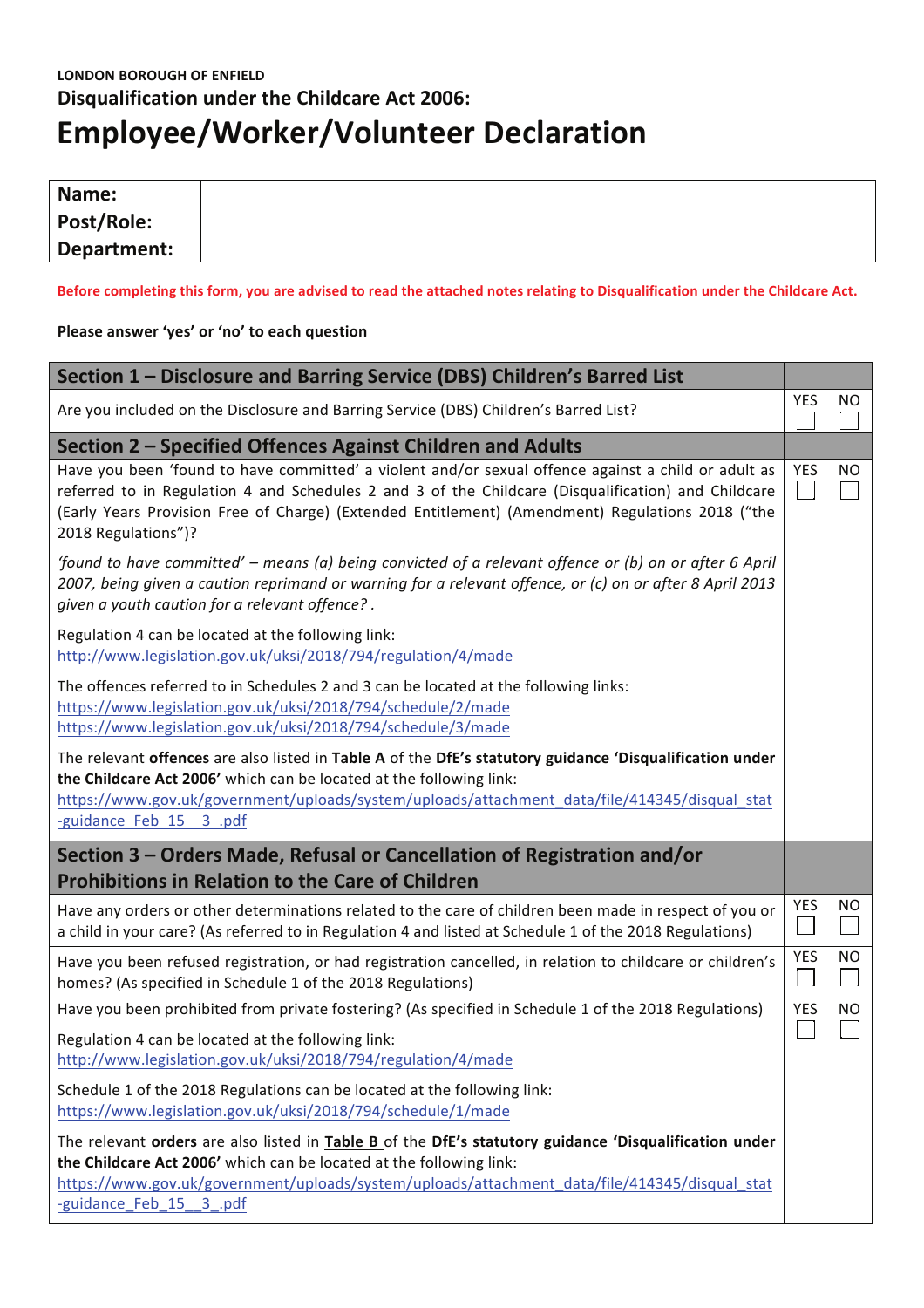**LONDON BOROUGH OF ENFIELD**

## Disqualification under the Childcare Act 2006:

# Employee/Worker/Volunteer Declaration

| Name: | |
|---|---|
| **Post/Role:** | |
| **Department:** | |

**Before completing this form, you are advised to read the attached notes relating to Disqualification under the Childcare Act.**

**Please answer 'yes' or 'no' to each question**

| Section 1 – Disclosure and Barring Service (DBS) Children's Barred List | | |
|---|---|---|
| Are you included on the Disclosure and Barring Service (DBS) Children's Barred List? | YES ☐ | NO ☐ |

| Section 2 – Specified Offences Against Children and Adults | | |
|---|---|---|
| Have you been 'found to have committed' a violent and/or sexual offence against a child or adult as referred to in Regulation 4 and Schedules 2 and 3 of the Childcare (Disqualification) and Childcare (Early Years Provision Free of Charge) (Extended Entitlement) (Amendment) Regulations 2018 ("the 2018 Regulations")?<br><br>*'found to have committed' – means (a) being convicted of a relevant offence or (b) on or after 6 April 2007, being given a caution reprimand or warning for a relevant offence, or (c) on or after 8 April 2013 given a youth caution for a relevant offence? .*<br><br>Regulation 4 can be located at the following link:<br>http://www.legislation.gov.uk/uksi/2018/794/regulation/4/made<br><br>The offences referred to in Schedules 2 and 3 can be located at the following links:<br>https://www.legislation.gov.uk/uksi/2018/794/schedule/2/made<br>https://www.legislation.gov.uk/uksi/2018/794/schedule/3/made<br><br>The relevant **offences** are also listed in **Table A** of the **DfE's statutory guidance 'Disqualification under the Childcare Act 2006'** which can be located at the following link:<br>https://www.gov.uk/government/uploads/system/uploads/attachment_data/file/414345/disqual_stat-guidance_Feb_15__3_.pdf | YES ☐ | NO ☐ |

| Section 3 – Orders Made, Refusal or Cancellation of Registration and/or Prohibitions in Relation to the Care of Children | | |
|---|---|---|
| Have any orders or other determinations related to the care of children been made in respect of you or a child in your care? (As referred to in Regulation 4 and listed at Schedule 1 of the 2018 Regulations) | YES ☐ | NO ☐ |
| Have you been refused registration, or had registration cancelled, in relation to childcare or children's homes? (As specified in Schedule 1 of the 2018 Regulations) | YES ☐ | NO ☐ |
| Have you been prohibited from private fostering? (As specified in Schedule 1 of the 2018 Regulations)<br><br>Regulation 4 can be located at the following link:<br>http://www.legislation.gov.uk/uksi/2018/794/regulation/4/made<br><br>Schedule 1 of the 2018 Regulations can be located at the following link:<br>https://www.legislation.gov.uk/uksi/2018/794/schedule/1/made<br><br>The relevant **orders** are also listed in **Table B** of the **DfE's statutory guidance 'Disqualification under the Childcare Act 2006'** which can be located at the following link:<br>https://www.gov.uk/government/uploads/system/uploads/attachment_data/file/414345/disqual_stat-guidance_Feb_15__3_.pdf | YES ☐ | NO ☐ |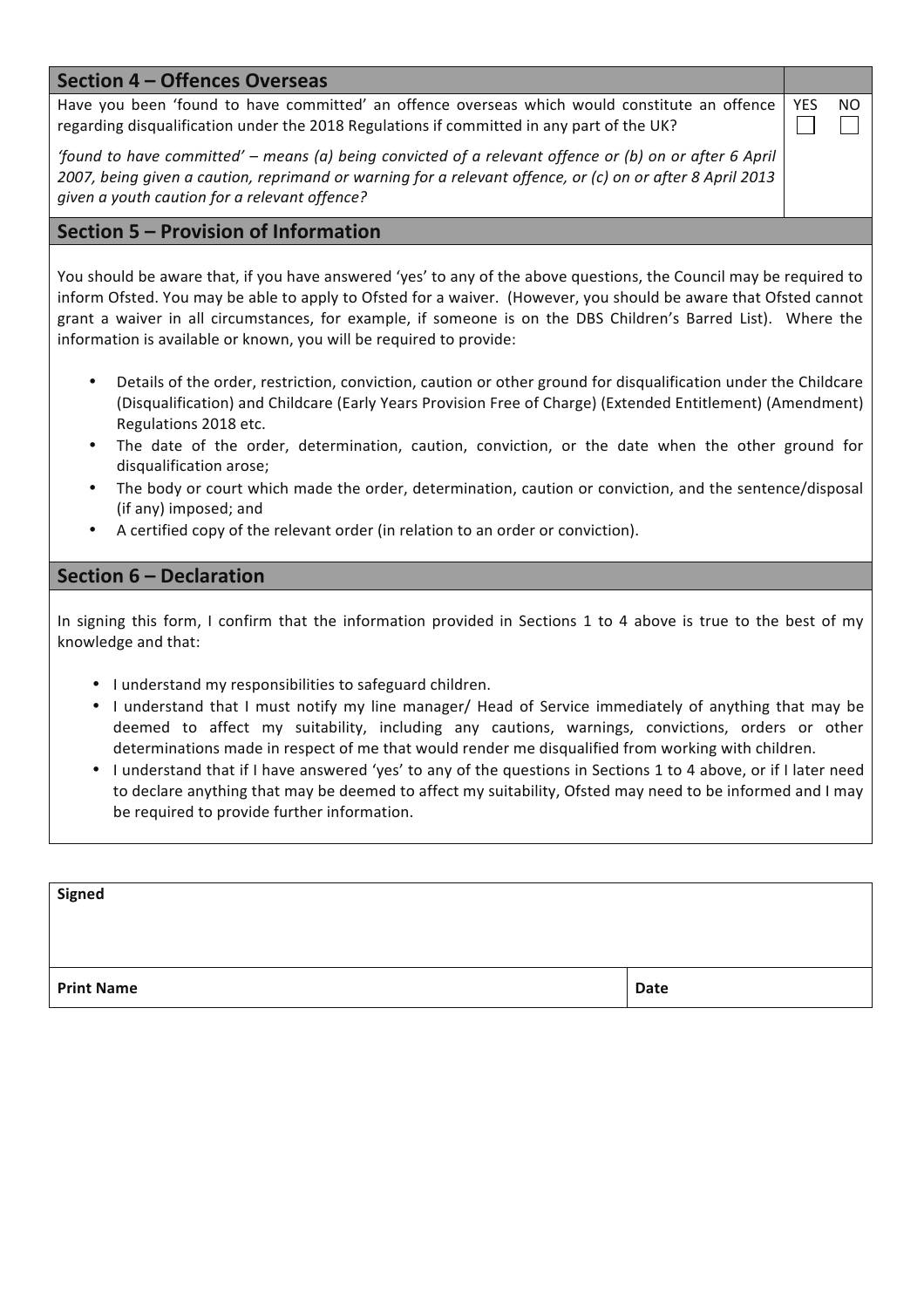## Section 4 – Offences Overseas

| Question | YES | NO |
|---|---|---|
| Have you been 'found to have committed' an offence overseas which would constitute an offence regarding disqualification under the 2018 Regulations if committed in any part of the UK?<br><br>*'found to have committed' – means (a) being convicted of a relevant offence or (b) on or after 6 April 2007, being given a caution, reprimand or warning for a relevant offence, or (c) on or after 8 April 2013 given a youth caution for a relevant offence?* | ☐ | ☐ |

## Section 5 – Provision of Information

You should be aware that, if you have answered 'yes' to any of the above questions, the Council may be required to inform Ofsted. You may be able to apply to Ofsted for a waiver. (However, you should be aware that Ofsted cannot grant a waiver in all circumstances, for example, if someone is on the DBS Children's Barred List). Where the information is available or known, you will be required to provide:

- Details of the order, restriction, conviction, caution or other ground for disqualification under the Childcare (Disqualification) and Childcare (Early Years Provision Free of Charge) (Extended Entitlement) (Amendment) Regulations 2018 etc.
- The date of the order, determination, caution, conviction, or the date when the other ground for disqualification arose;
- The body or court which made the order, determination, caution or conviction, and the sentence/disposal (if any) imposed; and
- A certified copy of the relevant order (in relation to an order or conviction).

## Section 6 – Declaration

In signing this form, I confirm that the information provided in Sections 1 to 4 above is true to the best of my knowledge and that:

- I understand my responsibilities to safeguard children.
- I understand that I must notify my line manager/ Head of Service immediately of anything that may be deemed to affect my suitability, including any cautions, warnings, convictions, orders or other determinations made in respect of me that would render me disqualified from working with children.
- I understand that if I have answered 'yes' to any of the questions in Sections 1 to 4 above, or if I later need to declare anything that may be deemed to affect my suitability, Ofsted may need to be informed and I may be required to provide further information.

| **Signed** | |
|---|---|
| **Print Name** | **Date** |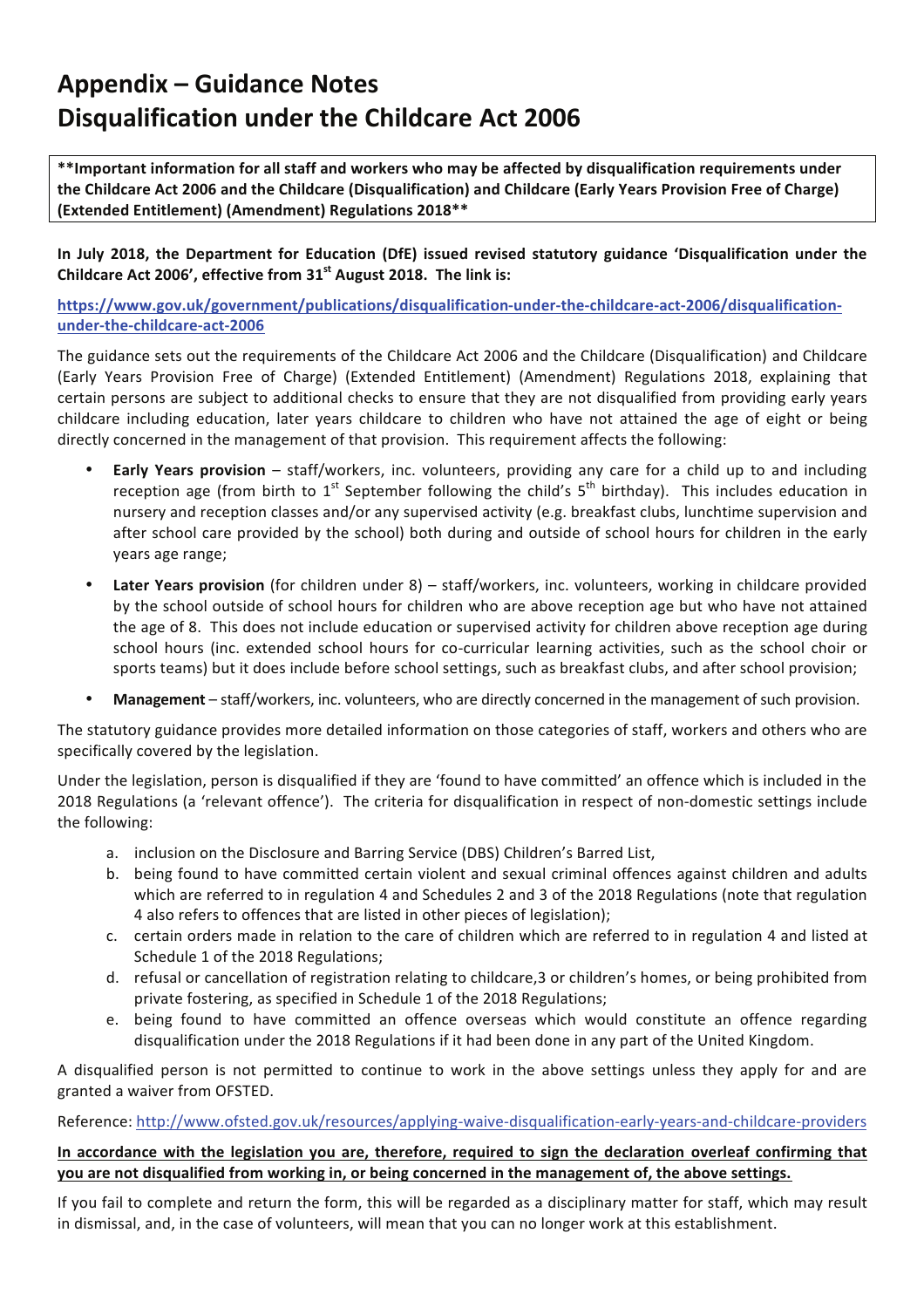# Appendix – Guidance Notes
# Disqualification under the Childcare Act 2006

**\*\*Important information for all staff and workers who may be affected by disqualification requirements under the Childcare Act 2006 and the Childcare (Disqualification) and Childcare (Early Years Provision Free of Charge) (Extended Entitlement) (Amendment) Regulations 2018\*\***

**In July 2018, the Department for Education (DfE) issued revised statutory guidance 'Disqualification under the Childcare Act 2006', effective from 31st August 2018. The link is:**

**https://www.gov.uk/government/publications/disqualification-under-the-childcare-act-2006/disqualification-under-the-childcare-act-2006**

The guidance sets out the requirements of the Childcare Act 2006 and the Childcare (Disqualification) and Childcare (Early Years Provision Free of Charge) (Extended Entitlement) (Amendment) Regulations 2018, explaining that certain persons are subject to additional checks to ensure that they are not disqualified from providing early years childcare including education, later years childcare to children who have not attained the age of eight or being directly concerned in the management of that provision. This requirement affects the following:

- **Early Years provision** – staff/workers, inc. volunteers, providing any care for a child up to and including reception age (from birth to 1st September following the child's 5th birthday). This includes education in nursery and reception classes and/or any supervised activity (e.g. breakfast clubs, lunchtime supervision and after school care provided by the school) both during and outside of school hours for children in the early years age range;
- **Later Years provision** (for children under 8) – staff/workers, inc. volunteers, working in childcare provided by the school outside of school hours for children who are above reception age but who have not attained the age of 8. This does not include education or supervised activity for children above reception age during school hours (inc. extended school hours for co-curricular learning activities, such as the school choir or sports teams) but it does include before school settings, such as breakfast clubs, and after school provision;
- **Management** – staff/workers, inc. volunteers, who are directly concerned in the management of such provision.

The statutory guidance provides more detailed information on those categories of staff, workers and others who are specifically covered by the legislation.

Under the legislation, person is disqualified if they are 'found to have committed' an offence which is included in the 2018 Regulations (a 'relevant offence'). The criteria for disqualification in respect of non-domestic settings include the following:

a. inclusion on the Disclosure and Barring Service (DBS) Children's Barred List,
b. being found to have committed certain violent and sexual criminal offences against children and adults which are referred to in regulation 4 and Schedules 2 and 3 of the 2018 Regulations (note that regulation 4 also refers to offences that are listed in other pieces of legislation);
c. certain orders made in relation to the care of children which are referred to in regulation 4 and listed at Schedule 1 of the 2018 Regulations;
d. refusal or cancellation of registration relating to childcare,3 or children's homes, or being prohibited from private fostering, as specified in Schedule 1 of the 2018 Regulations;
e. being found to have committed an offence overseas which would constitute an offence regarding disqualification under the 2018 Regulations if it had been done in any part of the United Kingdom.

A disqualified person is not permitted to continue to work in the above settings unless they apply for and are granted a waiver from OFSTED.

Reference: http://www.ofsted.gov.uk/resources/applying-waive-disqualification-early-years-and-childcare-providers

**In accordance with the legislation you are, therefore, required to sign the declaration overleaf confirming that you are not disqualified from working in, or being concerned in the management of, the above settings.**

If you fail to complete and return the form, this will be regarded as a disciplinary matter for staff, which may result in dismissal, and, in the case of volunteers, will mean that you can no longer work at this establishment.